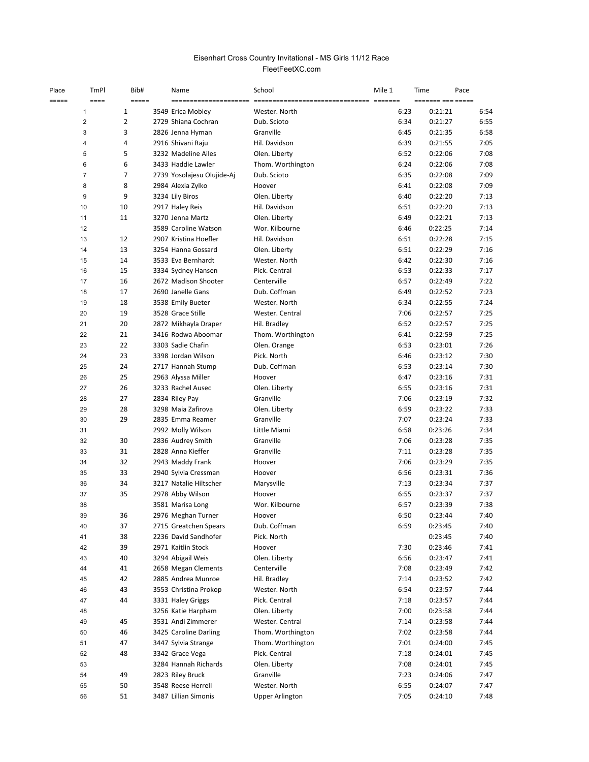# Eisenhart Cross Country Invitational - MS Girls 11/12 Race

FleetFeetXC.com

| Place | TmPl | Bib# | Name | School | Mile 1 | Time | Pace |
|---|---|---|---|---|---|---|---|
| 1 | 1 | 3549 | Erica Mobley | Wester. North | 6:23 | 0:21:21 | 6:54 |
| 2 | 2 | 2729 | Shiana Cochran | Dub. Scioto | 6:34 | 0:21:27 | 6:55 |
| 3 | 3 | 2826 | Jenna Hyman | Granville | 6:45 | 0:21:35 | 6:58 |
| 4 | 4 | 2916 | Shivani Raju | Hil. Davidson | 6:39 | 0:21:55 | 7:05 |
| 5 | 5 | 3232 | Madeline Ailes | Olen. Liberty | 6:52 | 0:22:06 | 7:08 |
| 6 | 6 | 3433 | Haddie Lawler | Thom. Worthington | 6:24 | 0:22:06 | 7:08 |
| 7 | 7 | 2739 | Yosolajesu Olujide-Aj | Dub. Scioto | 6:35 | 0:22:08 | 7:09 |
| 8 | 8 | 2984 | Alexia Zylko | Hoover | 6:41 | 0:22:08 | 7:09 |
| 9 | 9 | 3234 | Lily Biros | Olen. Liberty | 6:40 | 0:22:20 | 7:13 |
| 10 | 10 | 2917 | Haley Reis | Hil. Davidson | 6:51 | 0:22:20 | 7:13 |
| 11 | 11 | 3270 | Jenna Martz | Olen. Liberty | 6:49 | 0:22:21 | 7:13 |
| 12 | | 3589 | Caroline Watson | Wor. Kilbourne | 6:46 | 0:22:25 | 7:14 |
| 13 | 12 | 2907 | Kristina Hoefler | Hil. Davidson | 6:51 | 0:22:28 | 7:15 |
| 14 | 13 | 3254 | Hanna Gossard | Olen. Liberty | 6:51 | 0:22:29 | 7:16 |
| 15 | 14 | 3533 | Eva Bernhardt | Wester. North | 6:42 | 0:22:30 | 7:16 |
| 16 | 15 | 3334 | Sydney Hansen | Pick. Central | 6:53 | 0:22:33 | 7:17 |
| 17 | 16 | 2672 | Madison Shooter | Centerville | 6:57 | 0:22:49 | 7:22 |
| 18 | 17 | 2690 | Janelle Gans | Dub. Coffman | 6:49 | 0:22:52 | 7:23 |
| 19 | 18 | 3538 | Emily Bueter | Wester. North | 6:34 | 0:22:55 | 7:24 |
| 20 | 19 | 3528 | Grace Stille | Wester. Central | 7:06 | 0:22:57 | 7:25 |
| 21 | 20 | 2872 | Mikhayla Draper | Hil. Bradley | 6:52 | 0:22:57 | 7:25 |
| 22 | 21 | 3416 | Rodwa Aboomar | Thom. Worthington | 6:41 | 0:22:59 | 7:25 |
| 23 | 22 | 3303 | Sadie Chafin | Olen. Orange | 6:53 | 0:23:01 | 7:26 |
| 24 | 23 | 3398 | Jordan Wilson | Pick. North | 6:46 | 0:23:12 | 7:30 |
| 25 | 24 | 2717 | Hannah Stump | Dub. Coffman | 6:53 | 0:23:14 | 7:30 |
| 26 | 25 | 2963 | Alyssa Miller | Hoover | 6:47 | 0:23:16 | 7:31 |
| 27 | 26 | 3233 | Rachel Ausec | Olen. Liberty | 6:55 | 0:23:16 | 7:31 |
| 28 | 27 | 2834 | Riley Pay | Granville | 7:06 | 0:23:19 | 7:32 |
| 29 | 28 | 3298 | Maia Zafirova | Olen. Liberty | 6:59 | 0:23:22 | 7:33 |
| 30 | 29 | 2835 | Emma Reamer | Granville | 7:07 | 0:23:24 | 7:33 |
| 31 | | 2992 | Molly Wilson | Little Miami | 6:58 | 0:23:26 | 7:34 |
| 32 | 30 | 2836 | Audrey Smith | Granville | 7:06 | 0:23:28 | 7:35 |
| 33 | 31 | 2828 | Anna Kieffer | Granville | 7:11 | 0:23:28 | 7:35 |
| 34 | 32 | 2943 | Maddy Frank | Hoover | 7:06 | 0:23:29 | 7:35 |
| 35 | 33 | 2940 | Sylvia Cressman | Hoover | 6:56 | 0:23:31 | 7:36 |
| 36 | 34 | 3217 | Natalie Hiltscher | Marysville | 7:13 | 0:23:34 | 7:37 |
| 37 | 35 | 2978 | Abby Wilson | Hoover | 6:55 | 0:23:37 | 7:37 |
| 38 | | 3581 | Marisa Long | Wor. Kilbourne | 6:57 | 0:23:39 | 7:38 |
| 39 | 36 | 2976 | Meghan Turner | Hoover | 6:50 | 0:23:44 | 7:40 |
| 40 | 37 | 2715 | Greatchen Spears | Dub. Coffman | 6:59 | 0:23:45 | 7:40 |
| 41 | 38 | 2236 | David Sandhofer | Pick. North | | 0:23:45 | 7:40 |
| 42 | 39 | 2971 | Kaitlin Stock | Hoover | 7:30 | 0:23:46 | 7:41 |
| 43 | 40 | 3294 | Abigail Weis | Olen. Liberty | 6:56 | 0:23:47 | 7:41 |
| 44 | 41 | 2658 | Megan Clements | Centerville | 7:08 | 0:23:49 | 7:42 |
| 45 | 42 | 2885 | Andrea Munroe | Hil. Bradley | 7:14 | 0:23:52 | 7:42 |
| 46 | 43 | 3553 | Christina Prokop | Wester. North | 6:54 | 0:23:57 | 7:44 |
| 47 | 44 | 3331 | Haley Griggs | Pick. Central | 7:18 | 0:23:57 | 7:44 |
| 48 | | 3256 | Katie Harpham | Olen. Liberty | 7:00 | 0:23:58 | 7:44 |
| 49 | 45 | 3531 | Andi Zimmerer | Wester. Central | 7:14 | 0:23:58 | 7:44 |
| 50 | 46 | 3425 | Caroline Darling | Thom. Worthington | 7:02 | 0:23:58 | 7:44 |
| 51 | 47 | 3447 | Sylvia Strange | Thom. Worthington | 7:01 | 0:24:00 | 7:45 |
| 52 | 48 | 3342 | Grace Vega | Pick. Central | 7:18 | 0:24:01 | 7:45 |
| 53 | | 3284 | Hannah Richards | Olen. Liberty | 7:08 | 0:24:01 | 7:45 |
| 54 | 49 | 2823 | Riley Bruck | Granville | 7:23 | 0:24:06 | 7:47 |
| 55 | 50 | 3548 | Reese Herrell | Wester. North | 6:55 | 0:24:07 | 7:47 |
| 56 | 51 | 3487 | Lillian Simonis | Upper Arlington | 7:05 | 0:24:10 | 7:48 |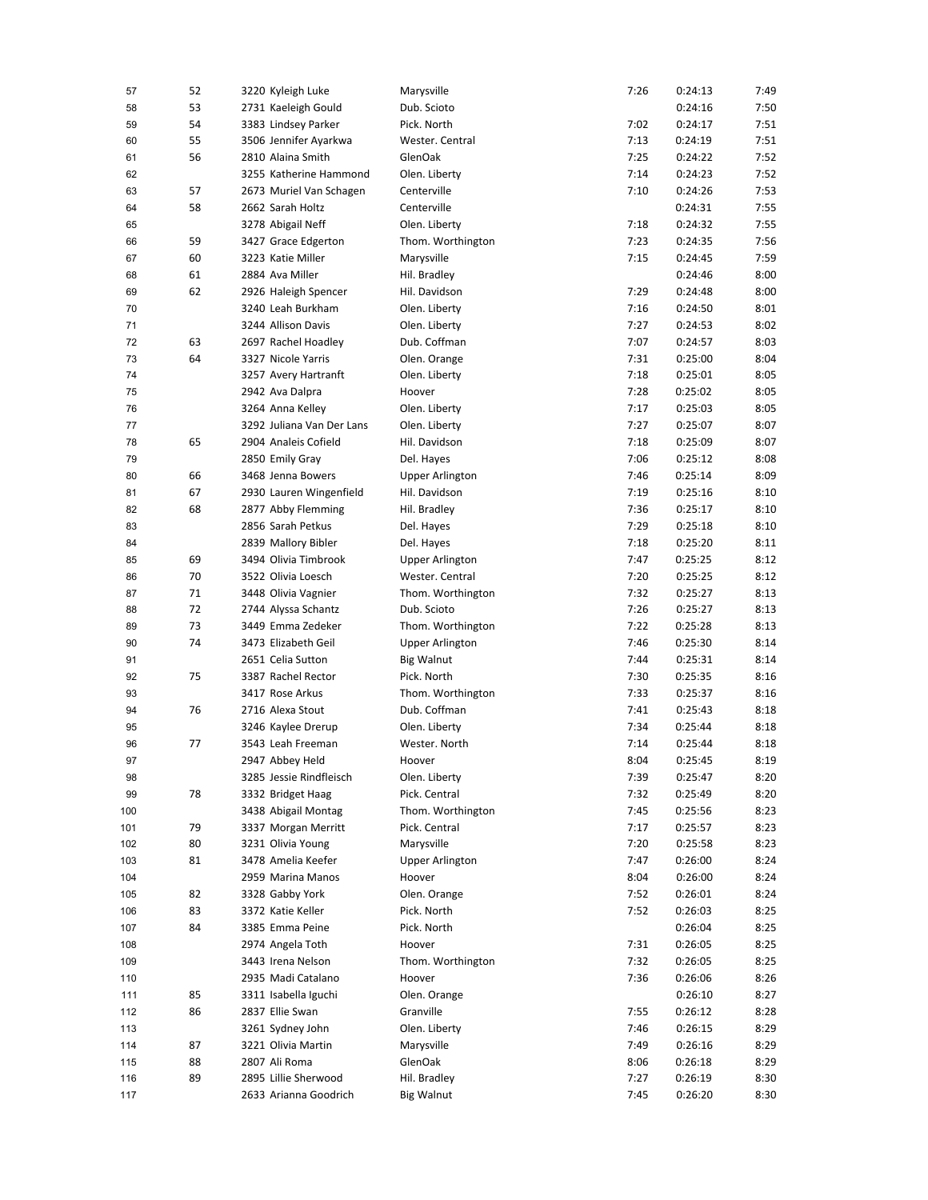| | | | | | | | |
|---|---|---|---|---|---|---|---|
| 57 | 52 | 3220 | Kyleigh Luke | Marysville | 7:26 | 0:24:13 | 7:49 |
| 58 | 53 | 2731 | Kaeleigh Gould | Dub. Scioto | | 0:24:16 | 7:50 |
| 59 | 54 | 3383 | Lindsey Parker | Pick. North | 7:02 | 0:24:17 | 7:51 |
| 60 | 55 | 3506 | Jennifer Ayarkwa | Wester. Central | 7:13 | 0:24:19 | 7:51 |
| 61 | 56 | 2810 | Alaina Smith | GlenOak | 7:25 | 0:24:22 | 7:52 |
| 62 | | 3255 | Katherine Hammond | Olen. Liberty | 7:14 | 0:24:23 | 7:52 |
| 63 | 57 | 2673 | Muriel Van Schagen | Centerville | 7:10 | 0:24:26 | 7:53 |
| 64 | 58 | 2662 | Sarah Holtz | Centerville | | 0:24:31 | 7:55 |
| 65 | | 3278 | Abigail Neff | Olen. Liberty | 7:18 | 0:24:32 | 7:55 |
| 66 | 59 | 3427 | Grace Edgerton | Thom. Worthington | 7:23 | 0:24:35 | 7:56 |
| 67 | 60 | 3223 | Katie Miller | Marysville | 7:15 | 0:24:45 | 7:59 |
| 68 | 61 | 2884 | Ava Miller | Hil. Bradley | | 0:24:46 | 8:00 |
| 69 | 62 | 2926 | Haleigh Spencer | Hil. Davidson | 7:29 | 0:24:48 | 8:00 |
| 70 | | 3240 | Leah Burkham | Olen. Liberty | 7:16 | 0:24:50 | 8:01 |
| 71 | | 3244 | Allison Davis | Olen. Liberty | 7:27 | 0:24:53 | 8:02 |
| 72 | 63 | 2697 | Rachel Hoadley | Dub. Coffman | 7:07 | 0:24:57 | 8:03 |
| 73 | 64 | 3327 | Nicole Yarris | Olen. Orange | 7:31 | 0:25:00 | 8:04 |
| 74 | | 3257 | Avery Hartranft | Olen. Liberty | 7:18 | 0:25:01 | 8:05 |
| 75 | | 2942 | Ava Dalpra | Hoover | 7:28 | 0:25:02 | 8:05 |
| 76 | | 3264 | Anna Kelley | Olen. Liberty | 7:17 | 0:25:03 | 8:05 |
| 77 | | 3292 | Juliana Van Der Lans | Olen. Liberty | 7:27 | 0:25:07 | 8:07 |
| 78 | 65 | 2904 | Analeis Cofield | Hil. Davidson | 7:18 | 0:25:09 | 8:07 |
| 79 | | 2850 | Emily Gray | Del. Hayes | 7:06 | 0:25:12 | 8:08 |
| 80 | 66 | 3468 | Jenna Bowers | Upper Arlington | 7:46 | 0:25:14 | 8:09 |
| 81 | 67 | 2930 | Lauren Wingenfield | Hil. Davidson | 7:19 | 0:25:16 | 8:10 |
| 82 | 68 | 2877 | Abby Flemming | Hil. Bradley | 7:36 | 0:25:17 | 8:10 |
| 83 | | 2856 | Sarah Petkus | Del. Hayes | 7:29 | 0:25:18 | 8:10 |
| 84 | | 2839 | Mallory Bibler | Del. Hayes | 7:18 | 0:25:20 | 8:11 |
| 85 | 69 | 3494 | Olivia Timbrook | Upper Arlington | 7:47 | 0:25:25 | 8:12 |
| 86 | 70 | 3522 | Olivia Loesch | Wester. Central | 7:20 | 0:25:25 | 8:12 |
| 87 | 71 | 3448 | Olivia Vagnier | Thom. Worthington | 7:32 | 0:25:27 | 8:13 |
| 88 | 72 | 2744 | Alyssa Schantz | Dub. Scioto | 7:26 | 0:25:27 | 8:13 |
| 89 | 73 | 3449 | Emma Zedeker | Thom. Worthington | 7:22 | 0:25:28 | 8:13 |
| 90 | 74 | 3473 | Elizabeth Geil | Upper Arlington | 7:46 | 0:25:30 | 8:14 |
| 91 | | 2651 | Celia Sutton | Big Walnut | 7:44 | 0:25:31 | 8:14 |
| 92 | 75 | 3387 | Rachel Rector | Pick. North | 7:30 | 0:25:35 | 8:16 |
| 93 | | 3417 | Rose Arkus | Thom. Worthington | 7:33 | 0:25:37 | 8:16 |
| 94 | 76 | 2716 | Alexa Stout | Dub. Coffman | 7:41 | 0:25:43 | 8:18 |
| 95 | | 3246 | Kaylee Drerup | Olen. Liberty | 7:34 | 0:25:44 | 8:18 |
| 96 | 77 | 3543 | Leah Freeman | Wester. North | 7:14 | 0:25:44 | 8:18 |
| 97 | | 2947 | Abbey Held | Hoover | 8:04 | 0:25:45 | 8:19 |
| 98 | | 3285 | Jessie Rindfleisch | Olen. Liberty | 7:39 | 0:25:47 | 8:20 |
| 99 | 78 | 3332 | Bridget Haag | Pick. Central | 7:32 | 0:25:49 | 8:20 |
| 100 | | 3438 | Abigail Montag | Thom. Worthington | 7:45 | 0:25:56 | 8:23 |
| 101 | 79 | 3337 | Morgan Merritt | Pick. Central | 7:17 | 0:25:57 | 8:23 |
| 102 | 80 | 3231 | Olivia Young | Marysville | 7:20 | 0:25:58 | 8:23 |
| 103 | 81 | 3478 | Amelia Keefer | Upper Arlington | 7:47 | 0:26:00 | 8:24 |
| 104 | | 2959 | Marina Manos | Hoover | 8:04 | 0:26:00 | 8:24 |
| 105 | 82 | 3328 | Gabby York | Olen. Orange | 7:52 | 0:26:01 | 8:24 |
| 106 | 83 | 3372 | Katie Keller | Pick. North | 7:52 | 0:26:03 | 8:25 |
| 107 | 84 | 3385 | Emma Peine | Pick. North | | 0:26:04 | 8:25 |
| 108 | | 2974 | Angela Toth | Hoover | 7:31 | 0:26:05 | 8:25 |
| 109 | | 3443 | Irena Nelson | Thom. Worthington | 7:32 | 0:26:05 | 8:25 |
| 110 | | 2935 | Madi Catalano | Hoover | 7:36 | 0:26:06 | 8:26 |
| 111 | 85 | 3311 | Isabella Iguchi | Olen. Orange | | 0:26:10 | 8:27 |
| 112 | 86 | 2837 | Ellie Swan | Granville | 7:55 | 0:26:12 | 8:28 |
| 113 | | 3261 | Sydney John | Olen. Liberty | 7:46 | 0:26:15 | 8:29 |
| 114 | 87 | 3221 | Olivia Martin | Marysville | 7:49 | 0:26:16 | 8:29 |
| 115 | 88 | 2807 | Ali Roma | GlenOak | 8:06 | 0:26:18 | 8:29 |
| 116 | 89 | 2895 | Lillie Sherwood | Hil. Bradley | 7:27 | 0:26:19 | 8:30 |
| 117 | | 2633 | Arianna Goodrich | Big Walnut | 7:45 | 0:26:20 | 8:30 |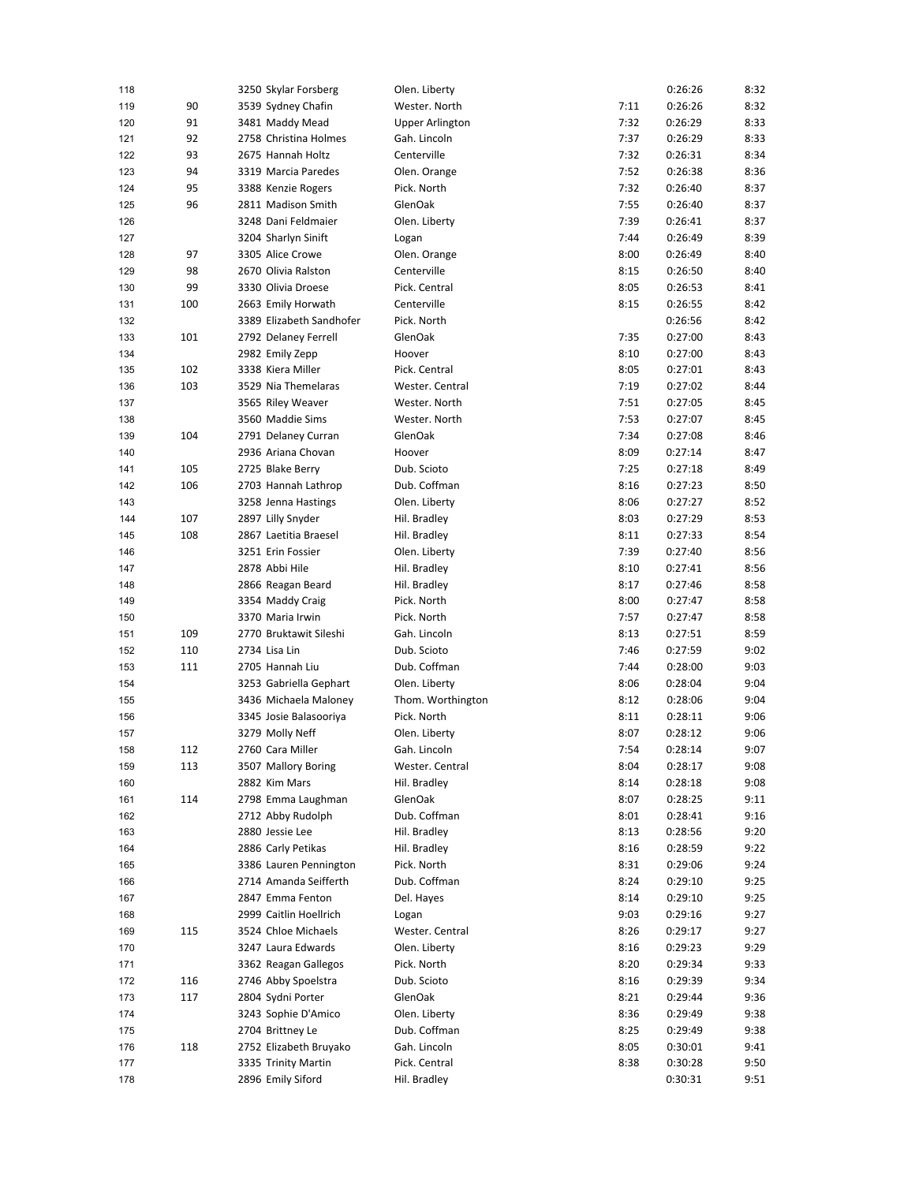| | | | | | | |
|---|---|---|---|---|---|---|
| 118 | | 3250 Skylar Forsberg | Olen. Liberty | | 0:26:26 | 8:32 |
| 119 | 90 | 3539 Sydney Chafin | Wester. North | 7:11 | 0:26:26 | 8:32 |
| 120 | 91 | 3481 Maddy Mead | Upper Arlington | 7:32 | 0:26:29 | 8:33 |
| 121 | 92 | 2758 Christina Holmes | Gah. Lincoln | 7:37 | 0:26:29 | 8:33 |
| 122 | 93 | 2675 Hannah Holtz | Centerville | 7:32 | 0:26:31 | 8:34 |
| 123 | 94 | 3319 Marcia Paredes | Olen. Orange | 7:52 | 0:26:38 | 8:36 |
| 124 | 95 | 3388 Kenzie Rogers | Pick. North | 7:32 | 0:26:40 | 8:37 |
| 125 | 96 | 2811 Madison Smith | GlenOak | 7:55 | 0:26:40 | 8:37 |
| 126 | | 3248 Dani Feldmaier | Olen. Liberty | 7:39 | 0:26:41 | 8:37 |
| 127 | | 3204 Sharlyn Sinift | Logan | 7:44 | 0:26:49 | 8:39 |
| 128 | 97 | 3305 Alice Crowe | Olen. Orange | 8:00 | 0:26:49 | 8:40 |
| 129 | 98 | 2670 Olivia Ralston | Centerville | 8:15 | 0:26:50 | 8:40 |
| 130 | 99 | 3330 Olivia Droese | Pick. Central | 8:05 | 0:26:53 | 8:41 |
| 131 | 100 | 2663 Emily Horwath | Centerville | 8:15 | 0:26:55 | 8:42 |
| 132 | | 3389 Elizabeth Sandhofer | Pick. North | | 0:26:56 | 8:42 |
| 133 | 101 | 2792 Delaney Ferrell | GlenOak | 7:35 | 0:27:00 | 8:43 |
| 134 | | 2982 Emily Zepp | Hoover | 8:10 | 0:27:00 | 8:43 |
| 135 | 102 | 3338 Kiera Miller | Pick. Central | 8:05 | 0:27:01 | 8:43 |
| 136 | 103 | 3529 Nia Themelaras | Wester. Central | 7:19 | 0:27:02 | 8:44 |
| 137 | | 3565 Riley Weaver | Wester. North | 7:51 | 0:27:05 | 8:45 |
| 138 | | 3560 Maddie Sims | Wester. North | 7:53 | 0:27:07 | 8:45 |
| 139 | 104 | 2791 Delaney Curran | GlenOak | 7:34 | 0:27:08 | 8:46 |
| 140 | | 2936 Ariana Chovan | Hoover | 8:09 | 0:27:14 | 8:47 |
| 141 | 105 | 2725 Blake Berry | Dub. Scioto | 7:25 | 0:27:18 | 8:49 |
| 142 | 106 | 2703 Hannah Lathrop | Dub. Coffman | 8:16 | 0:27:23 | 8:50 |
| 143 | | 3258 Jenna Hastings | Olen. Liberty | 8:06 | 0:27:27 | 8:52 |
| 144 | 107 | 2897 Lilly Snyder | Hil. Bradley | 8:03 | 0:27:29 | 8:53 |
| 145 | 108 | 2867 Laetitia Braesel | Hil. Bradley | 8:11 | 0:27:33 | 8:54 |
| 146 | | 3251 Erin Fossier | Olen. Liberty | 7:39 | 0:27:40 | 8:56 |
| 147 | | 2878 Abbi Hile | Hil. Bradley | 8:10 | 0:27:41 | 8:56 |
| 148 | | 2866 Reagan Beard | Hil. Bradley | 8:17 | 0:27:46 | 8:58 |
| 149 | | 3354 Maddy Craig | Pick. North | 8:00 | 0:27:47 | 8:58 |
| 150 | | 3370 Maria Irwin | Pick. North | 7:57 | 0:27:47 | 8:58 |
| 151 | 109 | 2770 Bruktawit Sileshi | Gah. Lincoln | 8:13 | 0:27:51 | 8:59 |
| 152 | 110 | 2734 Lisa Lin | Dub. Scioto | 7:46 | 0:27:59 | 9:02 |
| 153 | 111 | 2705 Hannah Liu | Dub. Coffman | 7:44 | 0:28:00 | 9:03 |
| 154 | | 3253 Gabriella Gephart | Olen. Liberty | 8:06 | 0:28:04 | 9:04 |
| 155 | | 3436 Michaela Maloney | Thom. Worthington | 8:12 | 0:28:06 | 9:04 |
| 156 | | 3345 Josie Balasooriya | Pick. North | 8:11 | 0:28:11 | 9:06 |
| 157 | | 3279 Molly Neff | Olen. Liberty | 8:07 | 0:28:12 | 9:06 |
| 158 | 112 | 2760 Cara Miller | Gah. Lincoln | 7:54 | 0:28:14 | 9:07 |
| 159 | 113 | 3507 Mallory Boring | Wester. Central | 8:04 | 0:28:17 | 9:08 |
| 160 | | 2882 Kim Mars | Hil. Bradley | 8:14 | 0:28:18 | 9:08 |
| 161 | 114 | 2798 Emma Laughman | GlenOak | 8:07 | 0:28:25 | 9:11 |
| 162 | | 2712 Abby Rudolph | Dub. Coffman | 8:01 | 0:28:41 | 9:16 |
| 163 | | 2880 Jessie Lee | Hil. Bradley | 8:13 | 0:28:56 | 9:20 |
| 164 | | 2886 Carly Petikas | Hil. Bradley | 8:16 | 0:28:59 | 9:22 |
| 165 | | 3386 Lauren Pennington | Pick. North | 8:31 | 0:29:06 | 9:24 |
| 166 | | 2714 Amanda Seifferth | Dub. Coffman | 8:24 | 0:29:10 | 9:25 |
| 167 | | 2847 Emma Fenton | Del. Hayes | 8:14 | 0:29:10 | 9:25 |
| 168 | | 2999 Caitlin Hoellrich | Logan | 9:03 | 0:29:16 | 9:27 |
| 169 | 115 | 3524 Chloe Michaels | Wester. Central | 8:26 | 0:29:17 | 9:27 |
| 170 | | 3247 Laura Edwards | Olen. Liberty | 8:16 | 0:29:23 | 9:29 |
| 171 | | 3362 Reagan Gallegos | Pick. North | 8:20 | 0:29:34 | 9:33 |
| 172 | 116 | 2746 Abby Spoelstra | Dub. Scioto | 8:16 | 0:29:39 | 9:34 |
| 173 | 117 | 2804 Sydni Porter | GlenOak | 8:21 | 0:29:44 | 9:36 |
| 174 | | 3243 Sophie D'Amico | Olen. Liberty | 8:36 | 0:29:49 | 9:38 |
| 175 | | 2704 Brittney Le | Dub. Coffman | 8:25 | 0:29:49 | 9:38 |
| 176 | 118 | 2752 Elizabeth Bruyako | Gah. Lincoln | 8:05 | 0:30:01 | 9:41 |
| 177 | | 3335 Trinity Martin | Pick. Central | 8:38 | 0:30:28 | 9:50 |
| 178 | | 2896 Emily Siford | Hil. Bradley | | 0:30:31 | 9:51 |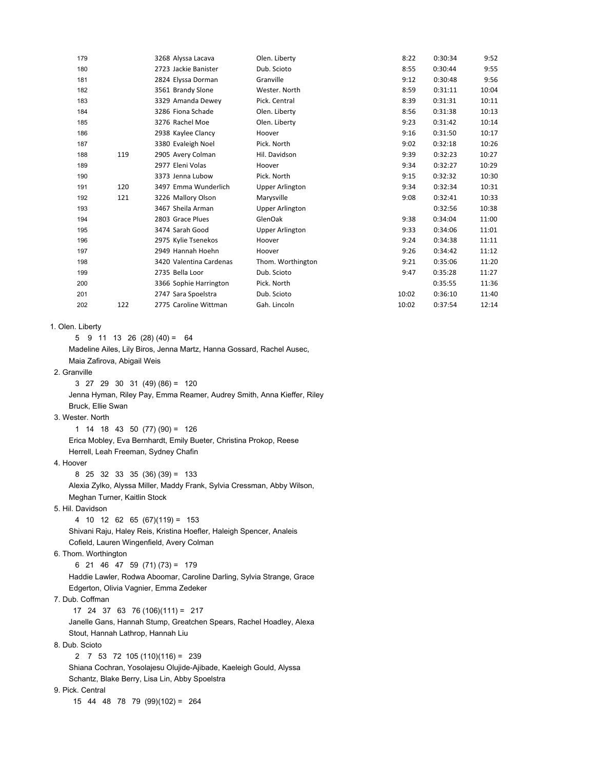| | | | | | | |
|---|---|---|---|---|---|---|
| 179 | | 3268 Alyssa Lacava | Olen. Liberty | 8:22 | 0:30:34 | 9:52 |
| 180 | | 2723 Jackie Banister | Dub. Scioto | 8:55 | 0:30:44 | 9:55 |
| 181 | | 2824 Elyssa Dorman | Granville | 9:12 | 0:30:48 | 9:56 |
| 182 | | 3561 Brandy Slone | Wester. North | 8:59 | 0:31:11 | 10:04 |
| 183 | | 3329 Amanda Dewey | Pick. Central | 8:39 | 0:31:31 | 10:11 |
| 184 | | 3286 Fiona Schade | Olen. Liberty | 8:56 | 0:31:38 | 10:13 |
| 185 | | 3276 Rachel Moe | Olen. Liberty | 9:23 | 0:31:42 | 10:14 |
| 186 | | 2938 Kaylee Clancy | Hoover | 9:16 | 0:31:50 | 10:17 |
| 187 | | 3380 Evaleigh Noel | Pick. North | 9:02 | 0:32:18 | 10:26 |
| 188 | 119 | 2905 Avery Colman | Hil. Davidson | 9:39 | 0:32:23 | 10:27 |
| 189 | | 2977 Eleni Volas | Hoover | 9:34 | 0:32:27 | 10:29 |
| 190 | | 3373 Jenna Lubow | Pick. North | 9:15 | 0:32:32 | 10:30 |
| 191 | 120 | 3497 Emma Wunderlich | Upper Arlington | 9:34 | 0:32:34 | 10:31 |
| 192 | 121 | 3226 Mallory Olson | Marysville | 9:08 | 0:32:41 | 10:33 |
| 193 | | 3467 Sheila Arman | Upper Arlington | | 0:32:56 | 10:38 |
| 194 | | 2803 Grace Plues | GlenOak | 9:38 | 0:34:04 | 11:00 |
| 195 | | 3474 Sarah Good | Upper Arlington | 9:33 | 0:34:06 | 11:01 |
| 196 | | 2975 Kylie Tsenekos | Hoover | 9:24 | 0:34:38 | 11:11 |
| 197 | | 2949 Hannah Hoehn | Hoover | 9:26 | 0:34:42 | 11:12 |
| 198 | | 3420 Valentina Cardenas | Thom. Worthington | 9:21 | 0:35:06 | 11:20 |
| 199 | | 2735 Bella Loor | Dub. Scioto | 9:47 | 0:35:28 | 11:27 |
| 200 | | 3366 Sophie Harrington | Pick. North | | 0:35:55 | 11:36 |
| 201 | | 2747 Sara Spoelstra | Dub. Scioto | 10:02 | 0:36:10 | 11:40 |
| 202 | 122 | 2775 Caroline Wittman | Gah. Lincoln | 10:02 | 0:37:54 | 12:14 |

1. Olen. Liberty
   5 9 11 13 26 (28) (40) = 64
   Madeline Ailes, Lily Biros, Jenna Martz, Hanna Gossard, Rachel Ausec, Maia Zafirova, Abigail Weis
2. Granville
   3 27 29 30 31 (49) (86) = 120
   Jenna Hyman, Riley Pay, Emma Reamer, Audrey Smith, Anna Kieffer, Riley Bruck, Ellie Swan
3. Wester. North
   1 14 18 43 50 (77) (90) = 126
   Erica Mobley, Eva Bernhardt, Emily Bueter, Christina Prokop, Reese Herrell, Leah Freeman, Sydney Chafin
4. Hoover
   8 25 32 33 35 (36) (39) = 133
   Alexia Zylko, Alyssa Miller, Maddy Frank, Sylvia Cressman, Abby Wilson, Meghan Turner, Kaitlin Stock
5. Hil. Davidson
   4 10 12 62 65 (67)(119) = 153
   Shivani Raju, Haley Reis, Kristina Hoefler, Haleigh Spencer, Analeis Cofield, Lauren Wingenfield, Avery Colman
6. Thom. Worthington
   6 21 46 47 59 (71) (73) = 179
   Haddie Lawler, Rodwa Aboomar, Caroline Darling, Sylvia Strange, Grace Edgerton, Olivia Vagnier, Emma Zedeker
7. Dub. Coffman
   17 24 37 63 76 (106)(111) = 217
   Janelle Gans, Hannah Stump, Greatchen Spears, Rachel Hoadley, Alexa Stout, Hannah Lathrop, Hannah Liu
8. Dub. Scioto
   2 7 53 72 105 (110)(116) = 239
   Shiana Cochran, Yosolajesu Olujide-Ajibade, Kaeleigh Gould, Alyssa Schantz, Blake Berry, Lisa Lin, Abby Spoelstra
9. Pick. Central
   15 44 48 78 79 (99)(102) = 264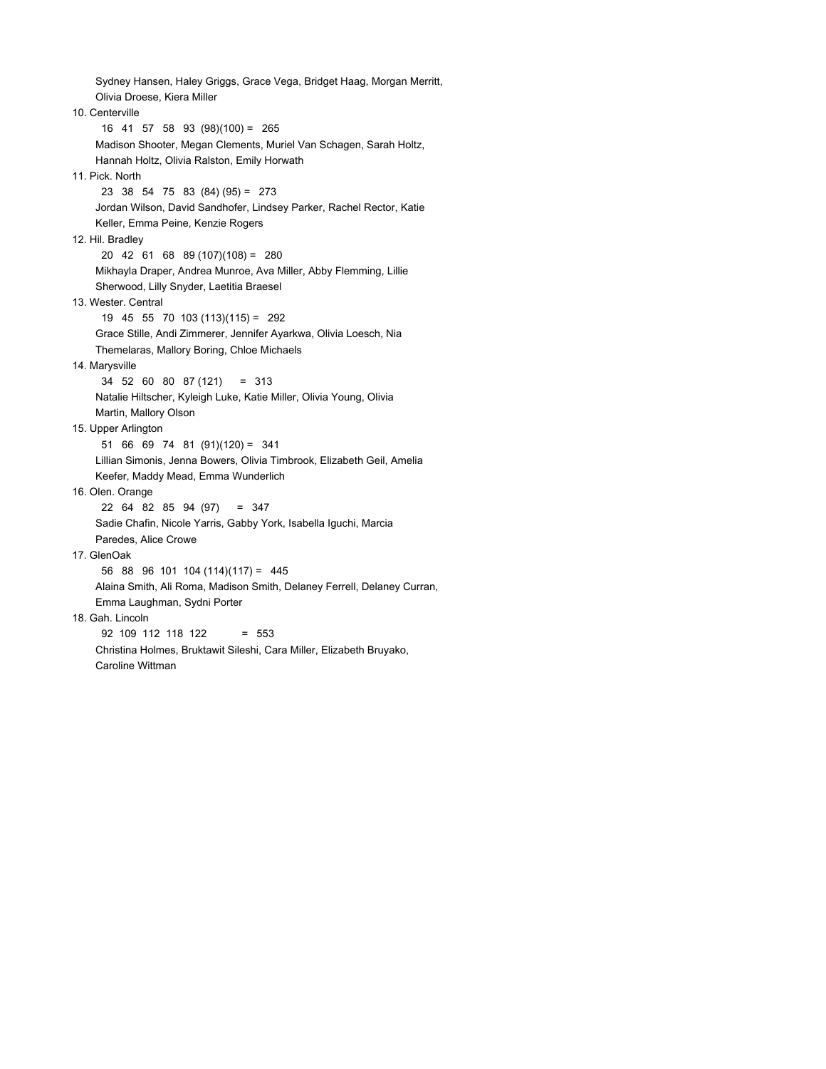Sydney Hansen, Haley Griggs, Grace Vega, Bridget Haag, Morgan Merritt, Olivia Droese, Kiera Miller

10. Centerville
    16 41 57 58 93 (98)(100) = 265
    Madison Shooter, Megan Clements, Muriel Van Schagen, Sarah Holtz, Hannah Holtz, Olivia Ralston, Emily Horwath
11. Pick. North
    23 38 54 75 83 (84) (95) = 273
    Jordan Wilson, David Sandhofer, Lindsey Parker, Rachel Rector, Katie Keller, Emma Peine, Kenzie Rogers
12. Hil. Bradley
    20 42 61 68 89 (107)(108) = 280
    Mikhayla Draper, Andrea Munroe, Ava Miller, Abby Flemming, Lillie Sherwood, Lilly Snyder, Laetitia Braesel
13. Wester. Central
    19 45 55 70 103 (113)(115) = 292
    Grace Stille, Andi Zimmerer, Jennifer Ayarkwa, Olivia Loesch, Nia Themelaras, Mallory Boring, Chloe Michaels
14. Marysville
    34 52 60 80 87 (121) = 313
    Natalie Hiltscher, Kyleigh Luke, Katie Miller, Olivia Young, Olivia Martin, Mallory Olson
15. Upper Arlington
    51 66 69 74 81 (91)(120) = 341
    Lillian Simonis, Jenna Bowers, Olivia Timbrook, Elizabeth Geil, Amelia Keefer, Maddy Mead, Emma Wunderlich
16. Olen. Orange
    22 64 82 85 94 (97) = 347
    Sadie Chafin, Nicole Yarris, Gabby York, Isabella Iguchi, Marcia Paredes, Alice Crowe
17. GlenOak
    56 88 96 101 104 (114)(117) = 445
    Alaina Smith, Ali Roma, Madison Smith, Delaney Ferrell, Delaney Curran, Emma Laughman, Sydni Porter
18. Gah. Lincoln
    92 109 112 118 122 = 553
    Christina Holmes, Bruktawit Sileshi, Cara Miller, Elizabeth Bruyako, Caroline Wittman